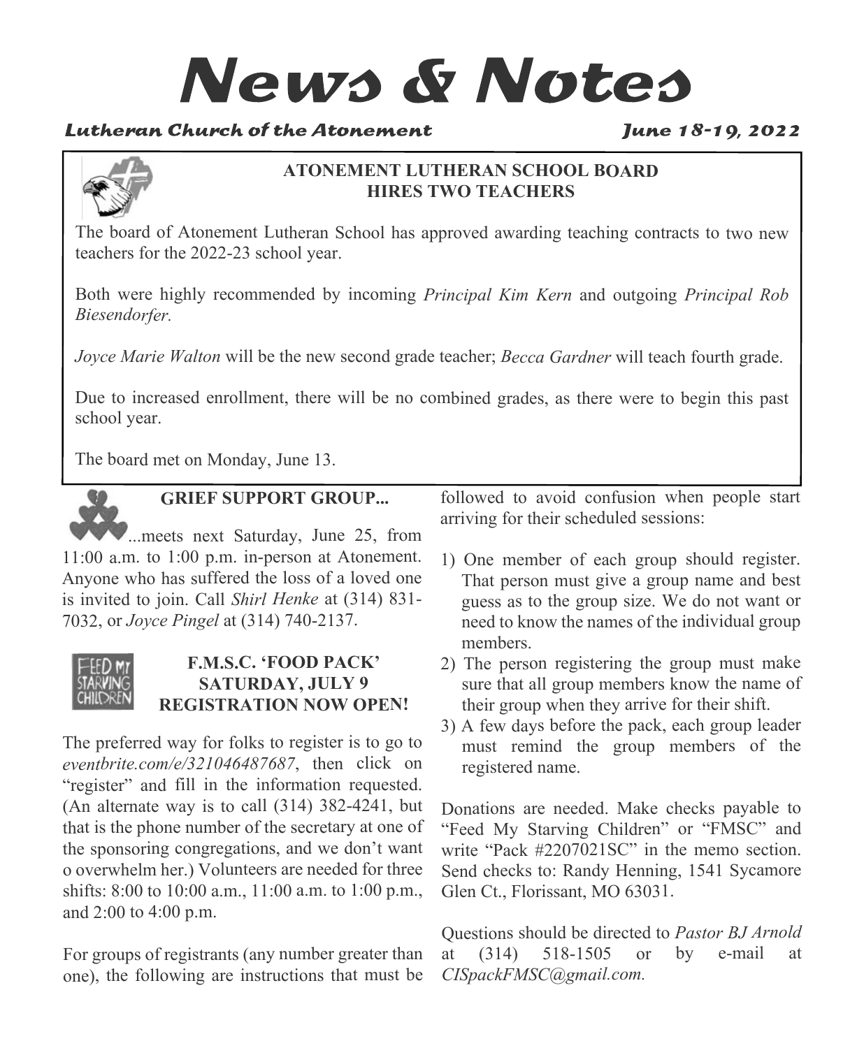# News & Notes

***Lutheran Church of the Atonement*** ***June 18-19, 2022***

## ATONEMENT LUTHERAN SCHOOL BOARD HIRES TWO TEACHERS

The board of Atonement Lutheran School has approved awarding teaching contracts to two new teachers for the 2022-23 school year.

Both were highly recommended by incoming *Principal Kim Kern* and outgoing *Principal Rob Biesendorfer.*

*Joyce Marie Walton* will be the new second grade teacher; *Becca Gardner* will teach fourth grade.

Due to increased enrollment, there will be no combined grades, as there were to begin this past school year.

The board met on Monday, June 13.

## GRIEF SUPPORT GROUP...

...meets next Saturday, June 25, from 11:00 a.m. to 1:00 p.m. in-person at Atonement. Anyone who has suffered the loss of a loved one is invited to join. Call *Shirl Henke* at (314) 831-7032, or *Joyce Pingel* at (314) 740-2137.

## F.M.S.C. 'FOOD PACK' SATURDAY, JULY 9 REGISTRATION NOW OPEN!

The preferred way for folks to register is to go to *eventbrite.com/e/321046487687*, then click on "register" and fill in the information requested. (An alternate way is to call (314) 382-4241, but that is the phone number of the secretary at one of the sponsoring congregations, and we don't want o overwhelm her.) Volunteers are needed for three shifts: 8:00 to 10:00 a.m., 11:00 a.m. to 1:00 p.m., and 2:00 to 4:00 p.m.

For groups of registrants (any number greater than one), the following are instructions that must be followed to avoid confusion when people start arriving for their scheduled sessions:

1) One member of each group should register. That person must give a group name and best guess as to the group size. We do not want or need to know the names of the individual group members.
2) The person registering the group must make sure that all group members know the name of their group when they arrive for their shift.
3) A few days before the pack, each group leader must remind the group members of the registered name.

Donations are needed. Make checks payable to "Feed My Starving Children" or "FMSC" and write "Pack #2207021SC" in the memo section. Send checks to: Randy Henning, 1541 Sycamore Glen Ct., Florissant, MO 63031.

Questions should be directed to *Pastor BJ Arnold* at (314) 518-1505 or by e-mail at *CISpackFMSC@gmail.com.*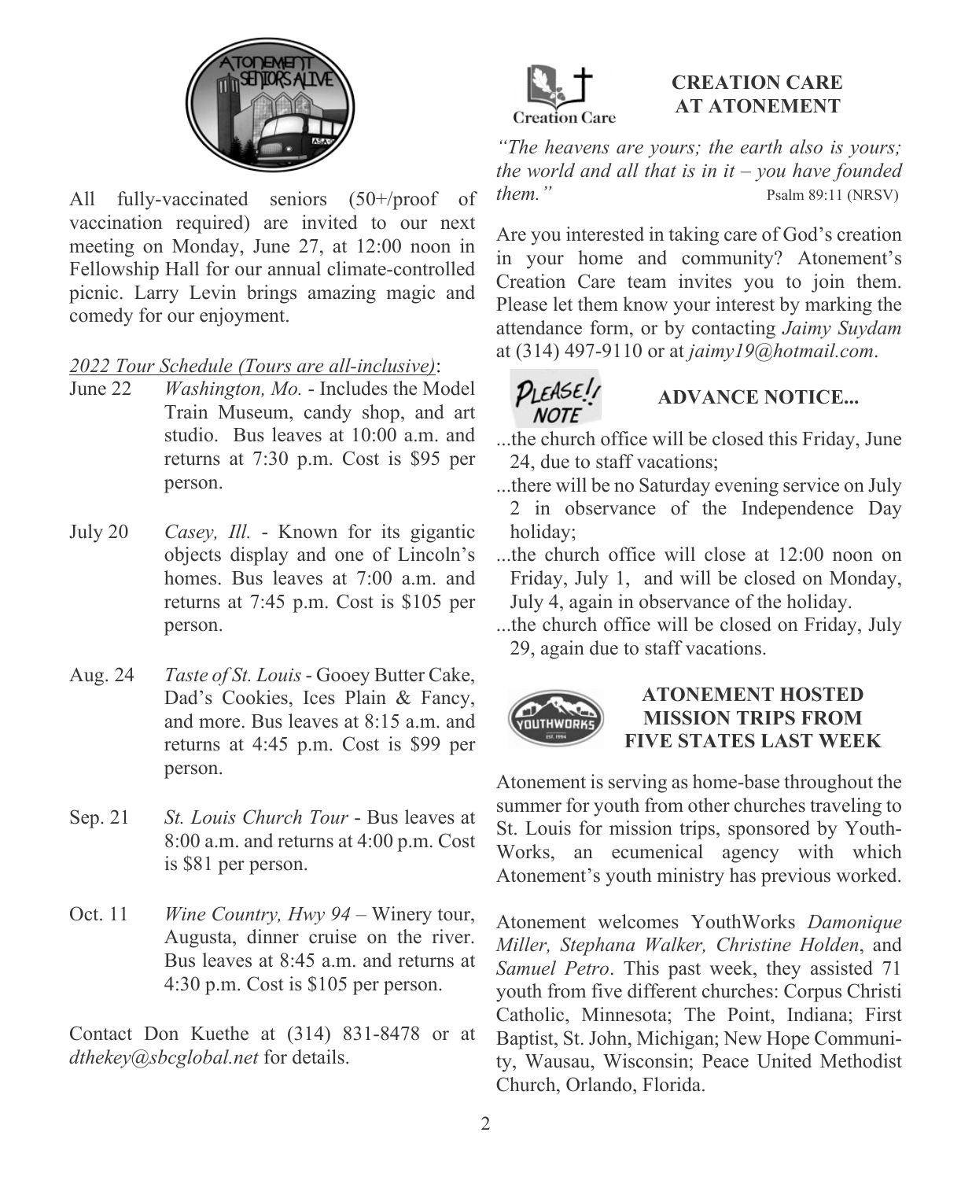All fully-vaccinated seniors (50+/proof of vaccination required) are invited to our next meeting on Monday, June 27, at 12:00 noon in Fellowship Hall for our annual climate-controlled picnic. Larry Levin brings amazing magic and comedy for our enjoyment.

*2022 Tour Schedule (Tours are all-inclusive)*:

June 22 — *Washington, Mo.* - Includes the Model Train Museum, candy shop, and art studio. Bus leaves at 10:00 a.m. and returns at 7:30 p.m. Cost is $95 per person.

July 20 — *Casey, Ill.* - Known for its gigantic objects display and one of Lincoln's homes. Bus leaves at 7:00 a.m. and returns at 7:45 p.m. Cost is $105 per person.

Aug. 24 — *Taste of St. Louis* - Gooey Butter Cake, Dad's Cookies, Ices Plain & Fancy, and more. Bus leaves at 8:15 a.m. and returns at 4:45 p.m. Cost is $99 per person.

Sep. 21 — *St. Louis Church Tour* - Bus leaves at 8:00 a.m. and returns at 4:00 p.m. Cost is $81 per person.

Oct. 11 — *Wine Country, Hwy 94* – Winery tour, Augusta, dinner cruise on the river. Bus leaves at 8:45 a.m. and returns at 4:30 p.m. Cost is $105 per person.

Contact Don Kuethe at (314) 831-8478 or at *dthekey@sbcglobal.net* for details.

## CREATION CARE AT ATONEMENT

*"The heavens are yours; the earth also is yours; the world and all that is in it – you have founded them."* Psalm 89:11 (NRSV)

Are you interested in taking care of God's creation in your home and community? Atonement's Creation Care team invites you to join them. Please let them know your interest by marking the attendance form, or by contacting *Jaimy Suydam* at (314) 497-9110 or at *jaimy19@hotmail.com*.

## ADVANCE NOTICE...

...the church office will be closed this Friday, June 24, due to staff vacations;

...there will be no Saturday evening service on July 2 in observance of the Independence Day holiday;

...the church office will close at 12:00 noon on Friday, July 1, and will be closed on Monday, July 4, again in observance of the holiday.

...the church office will be closed on Friday, July 29, again due to staff vacations.

## ATONEMENT HOSTED MISSION TRIPS FROM FIVE STATES LAST WEEK

Atonement is serving as home-base throughout the summer for youth from other churches traveling to St. Louis for mission trips, sponsored by Youth-Works, an ecumenical agency with which Atonement's youth ministry has previous worked.

Atonement welcomes YouthWorks *Damonique Miller, Stephana Walker, Christine Holden*, and *Samuel Petro*. This past week, they assisted 71 youth from five different churches: Corpus Christi Catholic, Minnesota; The Point, Indiana; First Baptist, St. John, Michigan; New Hope Community, Wausau, Wisconsin; Peace United Methodist Church, Orlando, Florida.